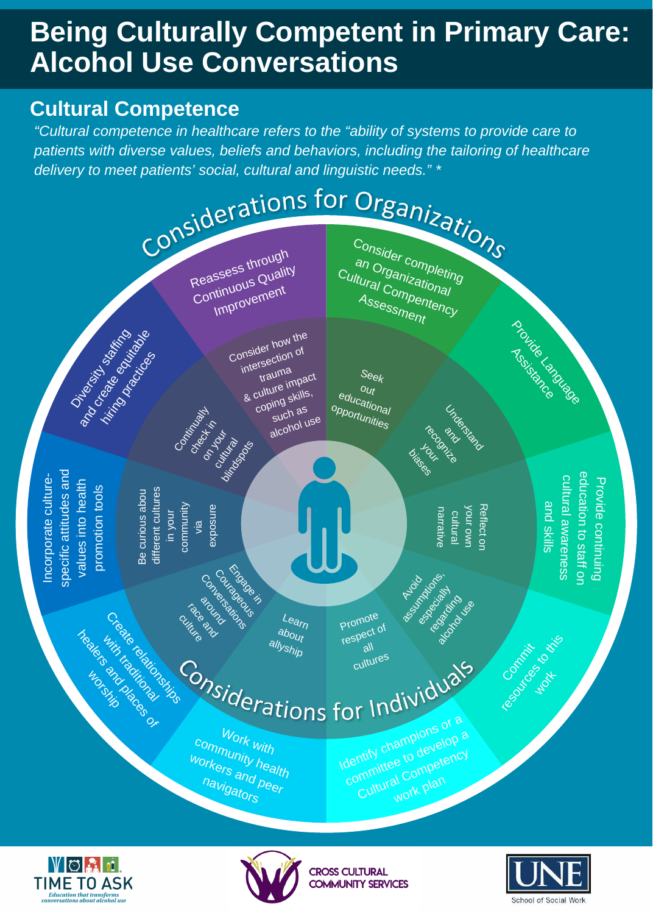# Being Culturally Competent in Primary Care: Alcohol Use Conversations

## Cultural Competence

*"Cultural competence in healthcare refers to the "ability of systems to provide care to patients with diverse values, beliefs and behaviors, including the tailoring of healthcare delivery to meet patients' social, cultural and linguistic needs." \**

### Considerations for Organizations

- Reassess through Continuous Quality Improvement
- Consider completing an Organizational Cultural Competency Assessment
- Provide Language Assistance
- Provide continuing education to staff on cultural awareness and skills
- Commit resources to this work
- Identify champions or a committee to develop a Cultural Competency work plan
- Work with community health workers and peer navigators
- Create relationships with traditional healers and places of worship
- Incorporate culture-specific attitudes and values into health promotion tools
- Diversity staffing and create equitable hiring practices

### Considerations for Individuals

- Consider how the intersection of trauma & culture impact coping skills, such as alcohol use
- Seek out educational opportunities
- Understand and recognize your biases
- Reflect on your own cultural narrative
- Avoid assumptions, especially regarding alcohol use
- Promote respect of all cultures
- Learn about allyship
- Engage in Courageous Conversations around race and culture
- Be curious abou different cultures in your community via exposure
- Continually check in on your cultural blindspots

TIME TO ASK — Education that transforms conversations about alcohol use

CROSS CULTURAL COMMUNITY SERVICES

UNE School of Social Work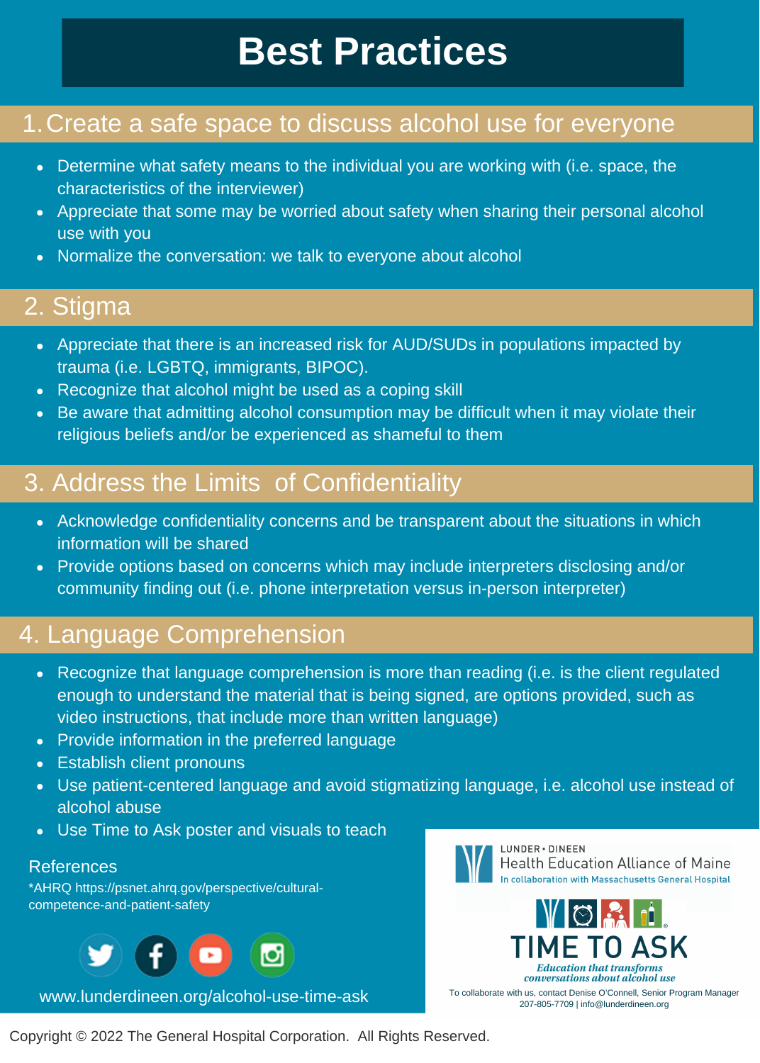# Best Practices

## 1. Create a safe space to discuss alcohol use for everyone

- Determine what safety means to the individual you are working with (i.e. space, the characteristics of the interviewer)
- Appreciate that some may be worried about safety when sharing their personal alcohol use with you
- Normalize the conversation: we talk to everyone about alcohol

## 2. Stigma

- Appreciate that there is an increased risk for AUD/SUDs in populations impacted by trauma (i.e. LGBTQ, immigrants, BIPOC).
- Recognize that alcohol might be used as a coping skill
- Be aware that admitting alcohol consumption may be difficult when it may violate their religious beliefs and/or be experienced as shameful to them

## 3. Address the Limits of Confidentiality

- Acknowledge confidentiality concerns and be transparent about the situations in which information will be shared
- Provide options based on concerns which may include interpreters disclosing and/or community finding out (i.e. phone interpretation versus in-person interpreter)

## 4. Language Comprehension

- Recognize that language comprehension is more than reading (i.e. is the client regulated enough to understand the material that is being signed, are options provided, such as video instructions, that include more than written language)
- Provide information in the preferred language
- Establish client pronouns
- Use patient-centered language and avoid stigmatizing language, i.e. alcohol use instead of alcohol abuse
- Use Time to Ask poster and visuals to teach

### References

*AHRQ https://psnet.ahrq.gov/perspective/cultural-competence-and-patient-safety

www.lunderdineen.org/alcohol-use-time-ask

LUNDER • DINEEN
Health Education Alliance of Maine
In collaboration with Massachusetts General Hospital

TIME TO ASK
*Education that transforms conversations about alcohol use*

To collaborate with us, contact Denise O'Connell, Senior Program Manager
207-805-7709 | info@lunderdineen.org

Copyright © 2022 The General Hospital Corporation. All Rights Reserved.